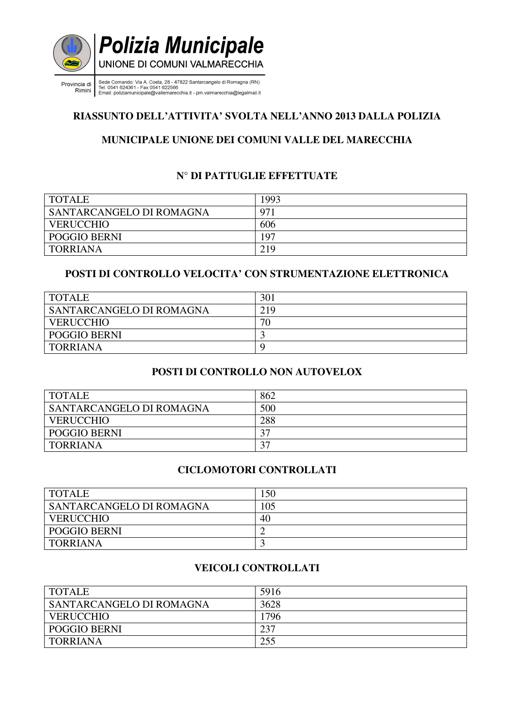**Polizia Municipale**

UNIONE DI COMUNI VALMARECCHIA

Provincia di Rimini

Sede Comando: Via A. Costa, 28 - 47822 Santarcangelo di Romagna (RN)
Tel. 0541 624361 - Fax 0541 622566
Email: poliziamunicipale@vallemarecchia.it - pm.valmarecchia@legalmail.it

## RIASSUNTO DELL'ATTIVITA' SVOLTA NELL'ANNO 2013 DALLA POLIZIA MUNICIPALE UNIONE DEI COMUNI VALLE DEL MARECCHIA

### N° DI PATTUGLIE EFFETTUATE

| | |
|---|---|
| TOTALE | 1993 |
| SANTARCANGELO DI ROMAGNA | 971 |
| VERUCCHIO | 606 |
| POGGIO BERNI | 197 |
| TORRIANA | 219 |

### POSTI DI CONTROLLO VELOCITA' CON STRUMENTAZIONE ELETTRONICA

| | |
|---|---|
| TOTALE | 301 |
| SANTARCANGELO DI ROMAGNA | 219 |
| VERUCCHIO | 70 |
| POGGIO BERNI | 3 |
| TORRIANA | 9 |

### POSTI DI CONTROLLO NON AUTOVELOX

| | |
|---|---|
| TOTALE | 862 |
| SANTARCANGELO DI ROMAGNA | 500 |
| VERUCCHIO | 288 |
| POGGIO BERNI | 37 |
| TORRIANA | 37 |

### CICLOMOTORI CONTROLLATI

| | |
|---|---|
| TOTALE | 150 |
| SANTARCANGELO DI ROMAGNA | 105 |
| VERUCCHIO | 40 |
| POGGIO BERNI | 2 |
| TORRIANA | 3 |

### VEICOLI CONTROLLATI

| | |
|---|---|
| TOTALE | 5916 |
| SANTARCANGELO DI ROMAGNA | 3628 |
| VERUCCHIO | 1796 |
| POGGIO BERNI | 237 |
| TORRIANA | 255 |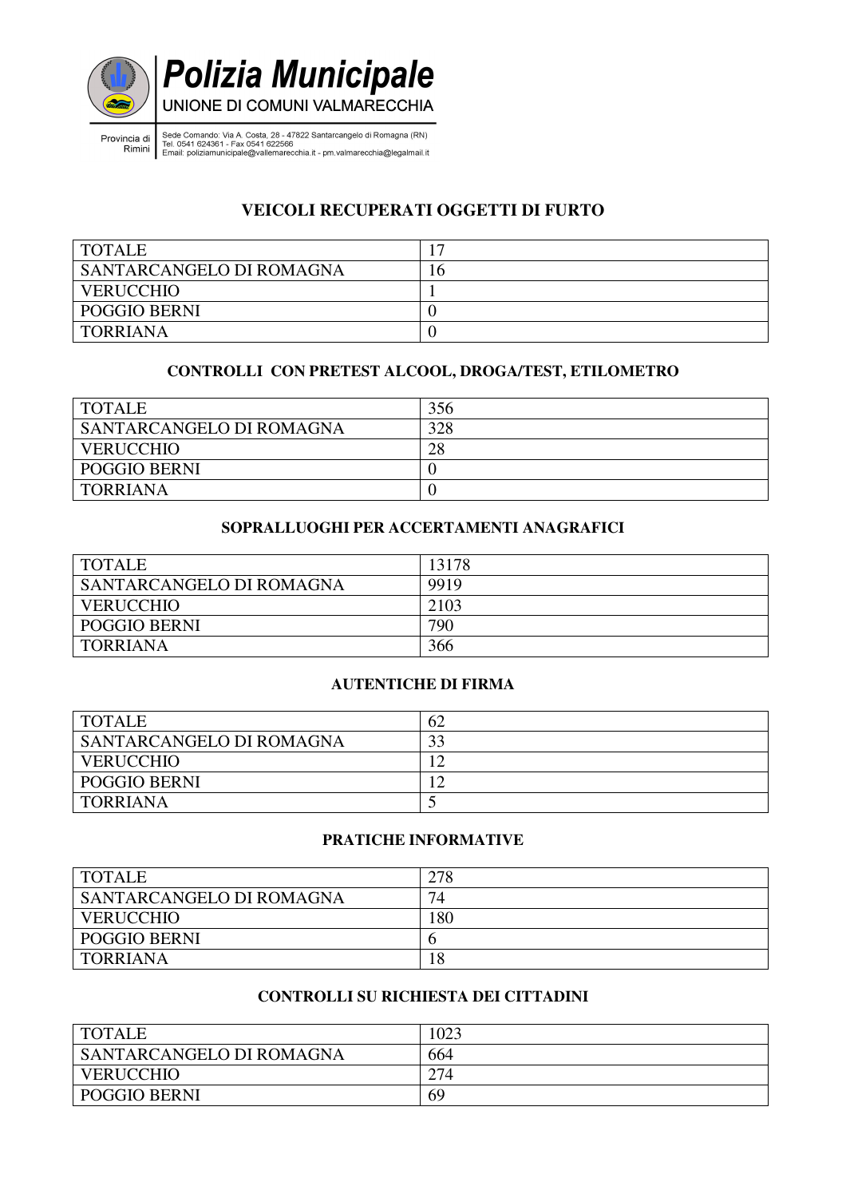## VEICOLI RECUPERATI OGGETTI DI FURTO

| TOTALE | 17 |
|---|---|
| SANTARCANGELO DI ROMAGNA | 16 |
| VERUCCHIO | 1 |
| POGGIO BERNI | 0 |
| TORRIANA | 0 |

## CONTROLLI CON PRETEST ALCOOL, DROGA/TEST, ETILOMETRO

| TOTALE | 356 |
|---|---|
| SANTARCANGELO DI ROMAGNA | 328 |
| VERUCCHIO | 28 |
| POGGIO BERNI | 0 |
| TORRIANA | 0 |

## SOPRALLUOGHI PER ACCERTAMENTI ANAGRAFICI

| TOTALE | 13178 |
|---|---|
| SANTARCANGELO DI ROMAGNA | 9919 |
| VERUCCHIO | 2103 |
| POGGIO BERNI | 790 |
| TORRIANA | 366 |

## AUTENTICHE DI FIRMA

| TOTALE | 62 |
|---|---|
| SANTARCANGELO DI ROMAGNA | 33 |
| VERUCCHIO | 12 |
| POGGIO BERNI | 12 |
| TORRIANA | 5 |

## PRATICHE INFORMATIVE

| TOTALE | 278 |
|---|---|
| SANTARCANGELO DI ROMAGNA | 74 |
| VERUCCHIO | 180 |
| POGGIO BERNI | 6 |
| TORRIANA | 18 |

## CONTROLLI SU RICHIESTA DEI CITTADINI

| TOTALE | 1023 |
|---|---|
| SANTARCANGELO DI ROMAGNA | 664 |
| VERUCCHIO | 274 |
| POGGIO BERNI | 69 |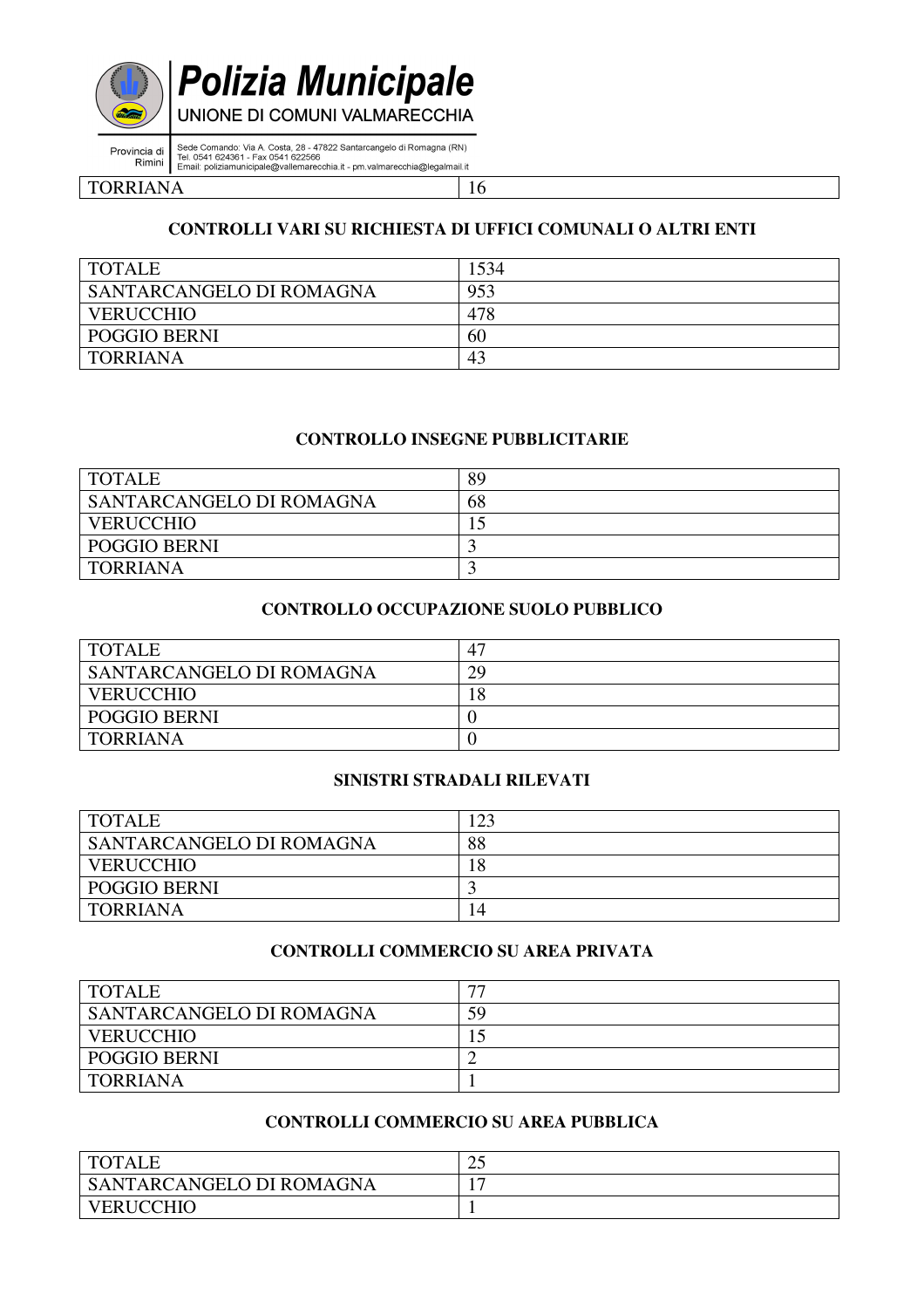| TORRIANA | 16 |
|---|---|

### CONTROLLI VARI SU RICHIESTA DI UFFICI COMUNALI O ALTRI ENTI

| TOTALE | 1534 |
|---|---|
| SANTARCANGELO DI ROMAGNA | 953 |
| VERUCCHIO | 478 |
| POGGIO BERNI | 60 |
| TORRIANA | 43 |

### CONTROLLO INSEGNE PUBBLICITARIE

| TOTALE | 89 |
|---|---|
| SANTARCANGELO DI ROMAGNA | 68 |
| VERUCCHIO | 15 |
| POGGIO BERNI | 3 |
| TORRIANA | 3 |

### CONTROLLO OCCUPAZIONE SUOLO PUBBLICO

| TOTALE | 47 |
|---|---|
| SANTARCANGELO DI ROMAGNA | 29 |
| VERUCCHIO | 18 |
| POGGIO BERNI | 0 |
| TORRIANA | 0 |

### SINISTRI STRADALI RILEVATI

| TOTALE | 123 |
|---|---|
| SANTARCANGELO DI ROMAGNA | 88 |
| VERUCCHIO | 18 |
| POGGIO BERNI | 3 |
| TORRIANA | 14 |

### CONTROLLI COMMERCIO SU AREA PRIVATA

| TOTALE | 77 |
|---|---|
| SANTARCANGELO DI ROMAGNA | 59 |
| VERUCCHIO | 15 |
| POGGIO BERNI | 2 |
| TORRIANA | 1 |

### CONTROLLI COMMERCIO SU AREA PUBBLICA

| TOTALE | 25 |
|---|---|
| SANTARCANGELO DI ROMAGNA | 17 |
| VERUCCHIO | 1 |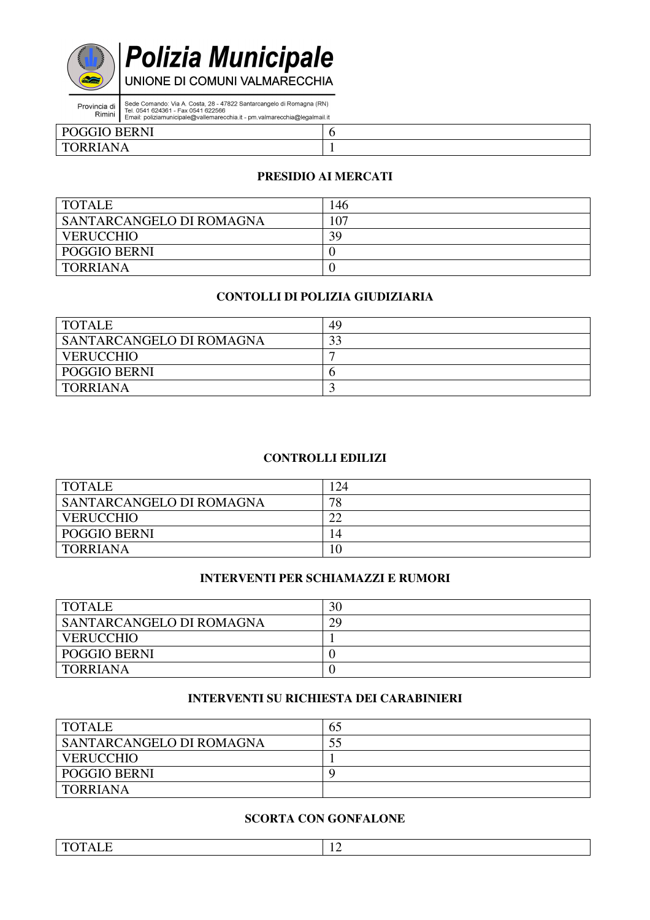| POGGIO BERNI | 6 |
| --- | --- |
| TORRIANA | 1 |

### PRESIDIO AI MERCATI

| TOTALE | 146 |
| --- | --- |
| SANTARCANGELO DI ROMAGNA | 107 |
| VERUCCHIO | 39 |
| POGGIO BERNI | 0 |
| TORRIANA | 0 |

### CONTOLLI DI POLIZIA GIUDIZIARIA

| TOTALE | 49 |
| --- | --- |
| SANTARCANGELO DI ROMAGNA | 33 |
| VERUCCHIO | 7 |
| POGGIO BERNI | 6 |
| TORRIANA | 3 |

### CONTROLLI EDILIZI

| TOTALE | 124 |
| --- | --- |
| SANTARCANGELO DI ROMAGNA | 78 |
| VERUCCHIO | 22 |
| POGGIO BERNI | 14 |
| TORRIANA | 10 |

### INTERVENTI PER SCHIAMAZZI E RUMORI

| TOTALE | 30 |
| --- | --- |
| SANTARCANGELO DI ROMAGNA | 29 |
| VERUCCHIO | 1 |
| POGGIO BERNI | 0 |
| TORRIANA | 0 |

### INTERVENTI SU RICHIESTA DEI CARABINIERI

| TOTALE | 65 |
| --- | --- |
| SANTARCANGELO DI ROMAGNA | 55 |
| VERUCCHIO | 1 |
| POGGIO BERNI | 9 |
| TORRIANA | |

### SCORTA CON GONFALONE

| TOTALE | 12 |
| --- | --- |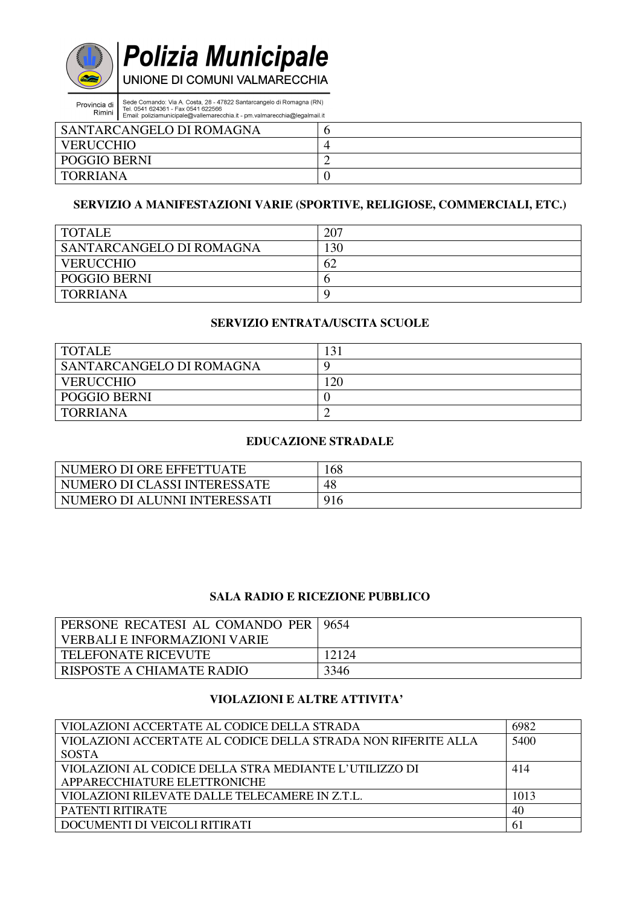| | |
|---|---|
| SANTARCANGELO DI ROMAGNA | 6 |
| VERUCCHIO | 4 |
| POGGIO BERNI | 2 |
| TORRIANA | 0 |

**SERVIZIO A MANIFESTAZIONI VARIE (SPORTIVE, RELIGIOSE, COMMERCIALI, ETC.)**

| | |
|---|---|
| TOTALE | 207 |
| SANTARCANGELO DI ROMAGNA | 130 |
| VERUCCHIO | 62 |
| POGGIO BERNI | 6 |
| TORRIANA | 9 |

**SERVIZIO ENTRATA/USCITA SCUOLE**

| | |
|---|---|
| TOTALE | 131 |
| SANTARCANGELO DI ROMAGNA | 9 |
| VERUCCHIO | 120 |
| POGGIO BERNI | 0 |
| TORRIANA | 2 |

**EDUCAZIONE STRADALE**

| | |
|---|---|
| NUMERO DI ORE EFFETTUATE | 168 |
| NUMERO DI CLASSI INTERESSATE | 48 |
| NUMERO DI ALUNNI INTERESSATI | 916 |

**SALA RADIO E RICEZIONE PUBBLICO**

| | |
|---|---|
| PERSONE RECATESI AL COMANDO PER VERBALI E INFORMAZIONI VARIE | 9654 |
| TELEFONATE RICEVUTE | 12124 |
| RISPOSTE A CHIAMATE RADIO | 3346 |

**VIOLAZIONI E ALTRE ATTIVITA'**

| | |
|---|---|
| VIOLAZIONI ACCERTATE AL CODICE DELLA STRADA | 6982 |
| VIOLAZIONI ACCERTATE AL CODICE DELLA STRADA NON RIFERITE ALLA SOSTA | 5400 |
| VIOLAZIONI AL CODICE DELLA STRA MEDIANTE L'UTILIZZO DI APPARECCHIATURE ELETTRONICHE | 414 |
| VIOLAZIONI RILEVATE DALLE TELECAMERE IN Z.T.L. | 1013 |
| PATENTI RITIRATE | 40 |
| DOCUMENTI DI VEICOLI RITIRATI | 61 |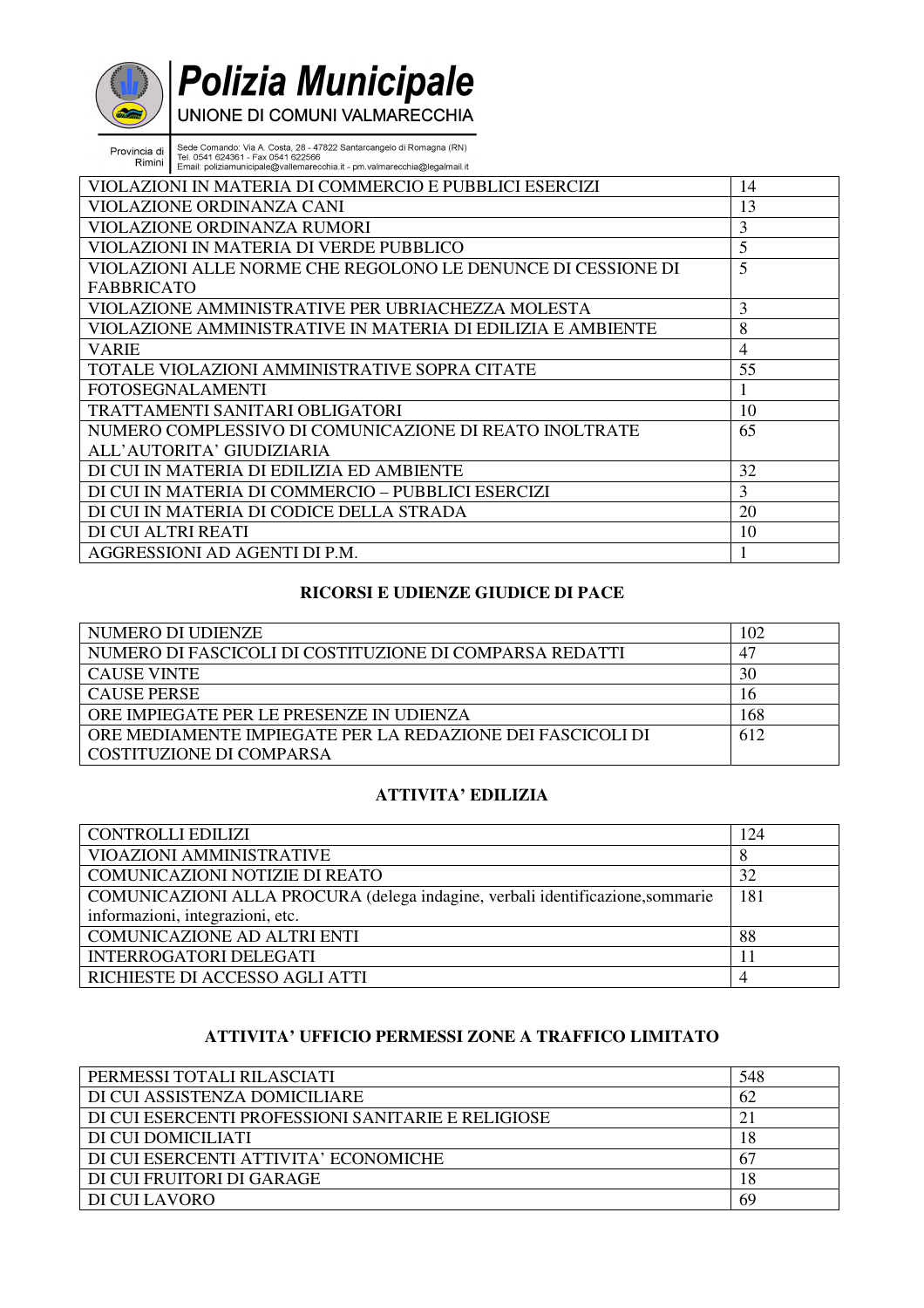| | |
|---|---|
| VIOLAZIONI IN MATERIA DI COMMERCIO E PUBBLICI ESERCIZI | 14 |
| VIOLAZIONE ORDINANZA CANI | 13 |
| VIOLAZIONE ORDINANZA RUMORI | 3 |
| VIOLAZIONI IN MATERIA DI VERDE PUBBLICO | 5 |
| VIOLAZIONI ALLE NORME CHE REGOLONO LE DENUNCE DI CESSIONE DI FABBRICATO | 5 |
| VIOLAZIONE AMMINISTRATIVE PER UBRIACHEZZA MOLESTA | 3 |
| VIOLAZIONE AMMINISTRATIVE IN MATERIA DI EDILIZIA E AMBIENTE | 8 |
| VARIE | 4 |
| TOTALE VIOLAZIONI AMMINISTRATIVE SOPRA CITATE | 55 |
| FOTOSEGNALAMENTI | 1 |
| TRATTAMENTI SANITARI OBLIGATORI | 10 |
| NUMERO COMPLESSIVO DI COMUNICAZIONE DI REATO INOLTRATE ALL'AUTORITA' GIUDIZIARIA | 65 |
| DI CUI IN MATERIA DI EDILIZIA ED AMBIENTE | 32 |
| DI CUI IN MATERIA DI COMMERCIO – PUBBLICI ESERCIZI | 3 |
| DI CUI IN MATERIA DI CODICE DELLA STRADA | 20 |
| DI CUI ALTRI REATI | 10 |
| AGGRESSIONI AD AGENTI DI P.M. | 1 |

**RICORSI E UDIENZE GIUDICE DI PACE**

| | |
|---|---|
| NUMERO DI UDIENZE | 102 |
| NUMERO DI FASCICOLI DI COSTITUZIONE DI COMPARSA REDATTI | 47 |
| CAUSE VINTE | 30 |
| CAUSE PERSE | 16 |
| ORE IMPIEGATE PER LE PRESENZE IN UDIENZA | 168 |
| ORE MEDIAMENTE IMPIEGATE PER LA REDAZIONE DEI FASCICOLI DI COSTITUZIONE DI COMPARSA | 612 |

**ATTIVITA' EDILIZIA**

| | |
|---|---|
| CONTROLLI EDILIZI | 124 |
| VIOAZIONI AMMINISTRATIVE | 8 |
| COMUNICAZIONI NOTIZIE DI REATO | 32 |
| COMUNICAZIONI ALLA PROCURA (delega indagine, verbali identificazione,sommarie informazioni, integrazioni, etc. | 181 |
| COMUNICAZIONE AD ALTRI ENTI | 88 |
| INTERROGATORI DELEGATI | 11 |
| RICHIESTE DI ACCESSO AGLI ATTI | 4 |

**ATTIVITA' UFFICIO PERMESSI ZONE A TRAFFICO LIMITATO**

| | |
|---|---|
| PERMESSI TOTALI RILASCIATI | 548 |
| DI CUI ASSISTENZA DOMICILIARE | 62 |
| DI CUI ESERCENTI PROFESSIONI SANITARIE E RELIGIOSE | 21 |
| DI CUI DOMICILIATI | 18 |
| DI CUI ESERCENTI ATTIVITA' ECONOMICHE | 67 |
| DI CUI FRUITORI DI GARAGE | 18 |
| DI CUI LAVORO | 69 |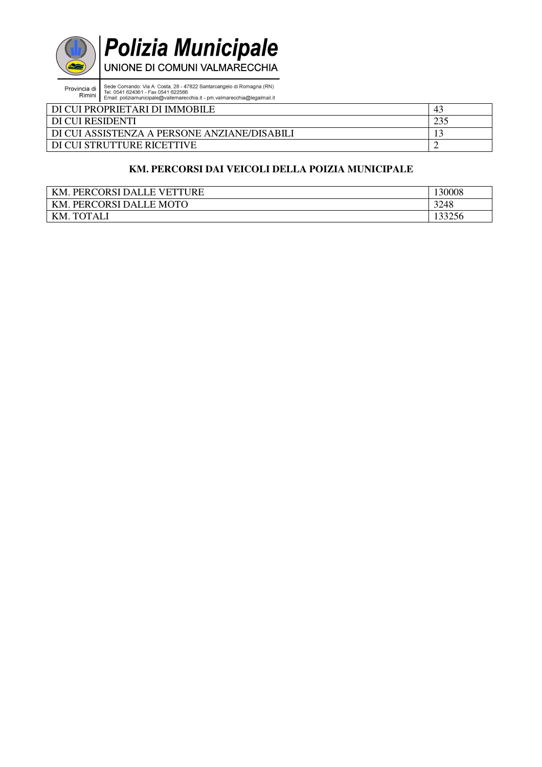| | |
|---|---|
| DI CUI PROPRIETARI DI IMMOBILE | 43 |
| DI CUI RESIDENTI | 235 |
| DI CUI ASSISTENZA A PERSONE ANZIANE/DISABILI | 13 |
| DI CUI STRUTTURE RICETTIVE | 2 |

**KM. PERCORSI DAI VEICOLI DELLA POIZIA MUNICIPALE**

| | |
|---|---|
| KM. PERCORSI DALLE VETTURE | 130008 |
| KM. PERCORSI DALLE MOTO | 3248 |
| KM. TOTALI | 133256 |